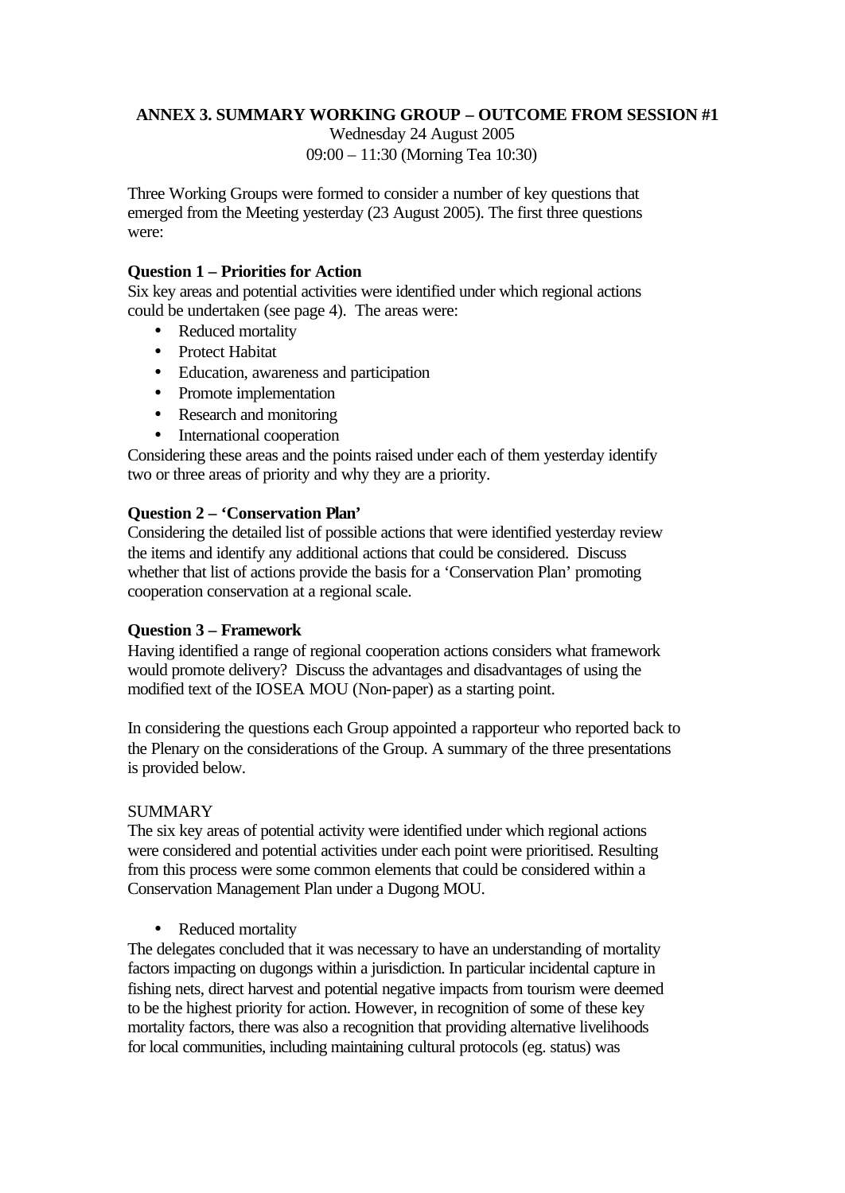**ANNEX 3. SUMMARY WORKING GROUP – OUTCOME FROM SESSION #1**

Wednesday 24 August 2005

09:00 – 11:30 (Morning Tea 10:30)

Three Working Groups were formed to consider a number of key questions that emerged from the Meeting yesterday (23 August 2005). The first three questions were:

**Question 1 – Priorities for Action**

Six key areas and potential activities were identified under which regional actions could be undertaken (see page 4). The areas were:

- Reduced mortality
- Protect Habitat
- Education, awareness and participation
- Promote implementation
- Research and monitoring
- International cooperation

Considering these areas and the points raised under each of them yesterday identify two or three areas of priority and why they are a priority.

**Question 2 – 'Conservation Plan'**

Considering the detailed list of possible actions that were identified yesterday review the items and identify any additional actions that could be considered. Discuss whether that list of actions provide the basis for a 'Conservation Plan' promoting cooperation conservation at a regional scale.

**Question 3 – Framework**

Having identified a range of regional cooperation actions considers what framework would promote delivery? Discuss the advantages and disadvantages of using the modified text of the IOSEA MOU (Non-paper) as a starting point.

In considering the questions each Group appointed a rapporteur who reported back to the Plenary on the considerations of the Group. A summary of the three presentations is provided below.

SUMMARY

The six key areas of potential activity were identified under which regional actions were considered and potential activities under each point were prioritised. Resulting from this process were some common elements that could be considered within a Conservation Management Plan under a Dugong MOU.

- Reduced mortality

The delegates concluded that it was necessary to have an understanding of mortality factors impacting on dugongs within a jurisdiction. In particular incidental capture in fishing nets, direct harvest and potential negative impacts from tourism were deemed to be the highest priority for action. However, in recognition of some of these key mortality factors, there was also a recognition that providing alternative livelihoods for local communities, including maintaining cultural protocols (eg. status) was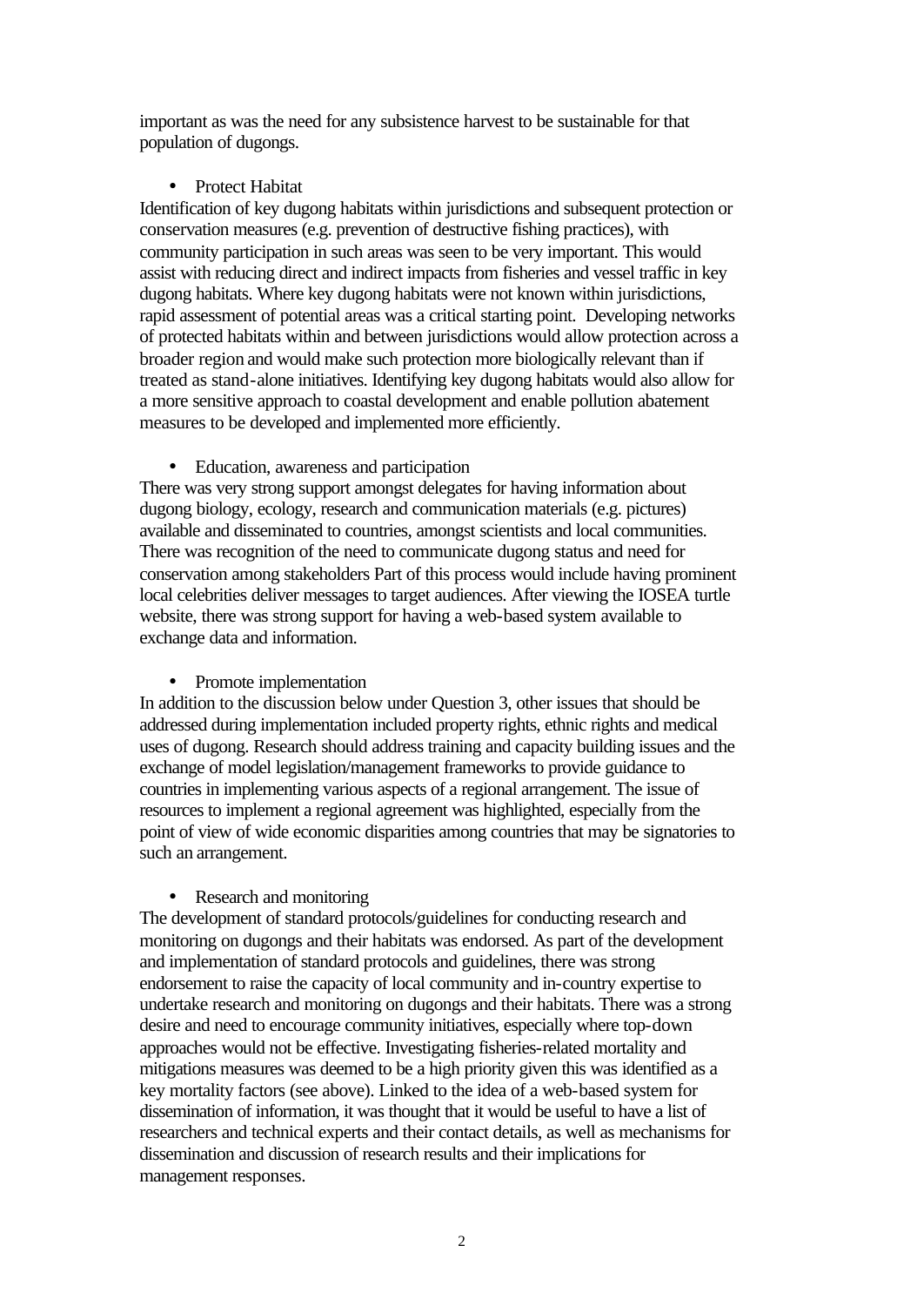important as was the need for any subsistence harvest to be sustainable for that population of dugongs.

- Protect Habitat

Identification of key dugong habitats within jurisdictions and subsequent protection or conservation measures (e.g. prevention of destructive fishing practices), with community participation in such areas was seen to be very important. This would assist with reducing direct and indirect impacts from fisheries and vessel traffic in key dugong habitats. Where key dugong habitats were not known within jurisdictions, rapid assessment of potential areas was a critical starting point. Developing networks of protected habitats within and between jurisdictions would allow protection across a broader region and would make such protection more biologically relevant than if treated as stand-alone initiatives. Identifying key dugong habitats would also allow for a more sensitive approach to coastal development and enable pollution abatement measures to be developed and implemented more efficiently.

- Education, awareness and participation

There was very strong support amongst delegates for having information about dugong biology, ecology, research and communication materials (e.g. pictures) available and disseminated to countries, amongst scientists and local communities. There was recognition of the need to communicate dugong status and need for conservation among stakeholders Part of this process would include having prominent local celebrities deliver messages to target audiences. After viewing the IOSEA turtle website, there was strong support for having a web-based system available to exchange data and information.

- Promote implementation

In addition to the discussion below under Question 3, other issues that should be addressed during implementation included property rights, ethnic rights and medical uses of dugong. Research should address training and capacity building issues and the exchange of model legislation/management frameworks to provide guidance to countries in implementing various aspects of a regional arrangement. The issue of resources to implement a regional agreement was highlighted, especially from the point of view of wide economic disparities among countries that may be signatories to such an arrangement.

- Research and monitoring

The development of standard protocols/guidelines for conducting research and monitoring on dugongs and their habitats was endorsed. As part of the development and implementation of standard protocols and guidelines, there was strong endorsement to raise the capacity of local community and in-country expertise to undertake research and monitoring on dugongs and their habitats. There was a strong desire and need to encourage community initiatives, especially where top-down approaches would not be effective. Investigating fisheries-related mortality and mitigations measures was deemed to be a high priority given this was identified as a key mortality factors (see above). Linked to the idea of a web-based system for dissemination of information, it was thought that it would be useful to have a list of researchers and technical experts and their contact details, as well as mechanisms for dissemination and discussion of research results and their implications for management responses.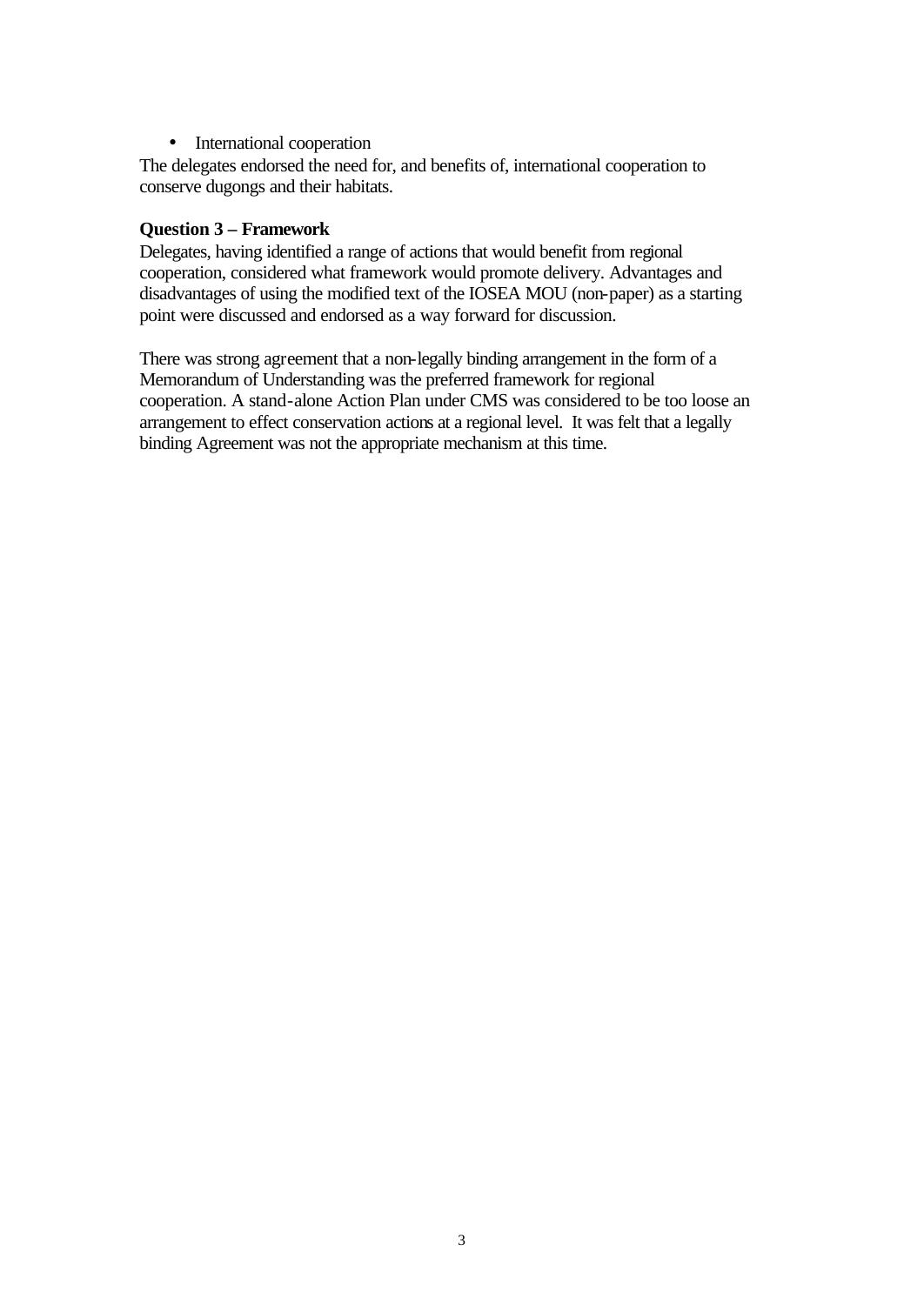- International cooperation

The delegates endorsed the need for, and benefits of, international cooperation to conserve dugongs and their habitats.

**Question 3 – Framework**

Delegates, having identified a range of actions that would benefit from regional cooperation, considered what framework would promote delivery. Advantages and disadvantages of using the modified text of the IOSEA MOU (non-paper) as a starting point were discussed and endorsed as a way forward for discussion.

There was strong agreement that a non-legally binding arrangement in the form of a Memorandum of Understanding was the preferred framework for regional cooperation. A stand-alone Action Plan under CMS was considered to be too loose an arrangement to effect conservation actions at a regional level. It was felt that a legally binding Agreement was not the appropriate mechanism at this time.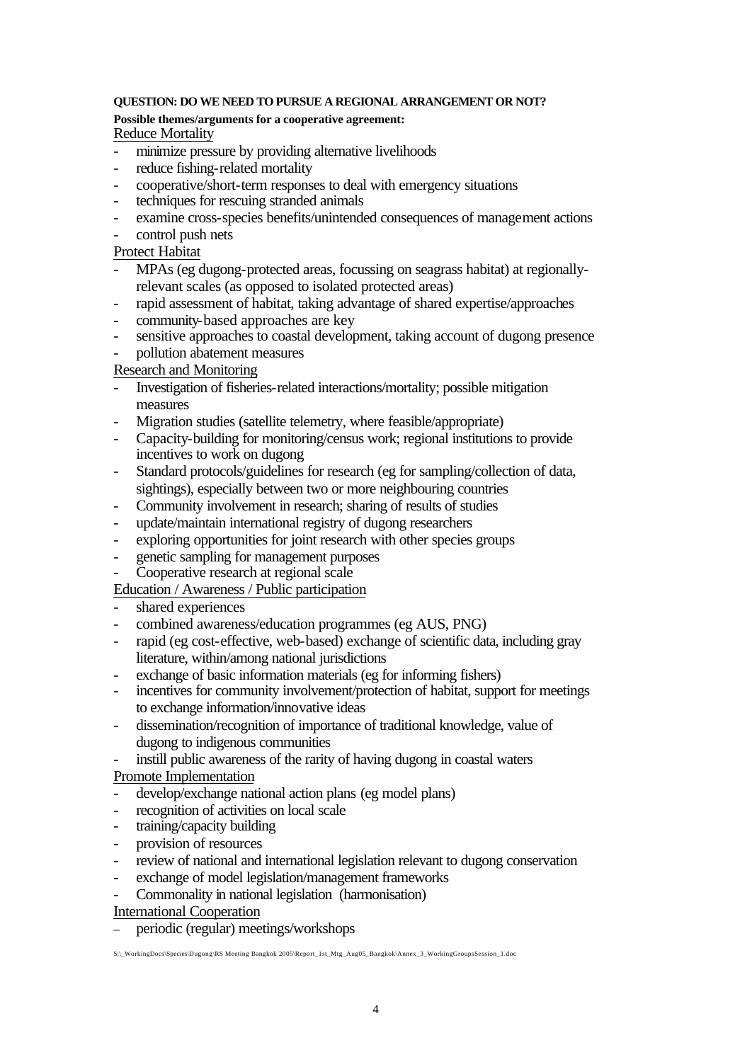**QUESTION: DO WE NEED TO PURSUE A REGIONAL ARRANGEMENT OR NOT?**

**Possible themes/arguments for a cooperative agreement:**

Reduce Mortality

- minimize pressure by providing alternative livelihoods
- reduce fishing-related mortality
- cooperative/short-term responses to deal with emergency situations
- techniques for rescuing stranded animals
- examine cross-species benefits/unintended consequences of management actions
- control push nets

Protect Habitat

- MPAs (eg dugong-protected areas, focussing on seagrass habitat) at regionally-relevant scales (as opposed to isolated protected areas)
- rapid assessment of habitat, taking advantage of shared expertise/approaches
- community-based approaches are key
- sensitive approaches to coastal development, taking account of dugong presence
- pollution abatement measures

Research and Monitoring

- Investigation of fisheries-related interactions/mortality; possible mitigation measures
- Migration studies (satellite telemetry, where feasible/appropriate)
- Capacity-building for monitoring/census work; regional institutions to provide incentives to work on dugong
- Standard protocols/guidelines for research (eg for sampling/collection of data, sightings), especially between two or more neighbouring countries
- Community involvement in research; sharing of results of studies
- update/maintain international registry of dugong researchers
- exploring opportunities for joint research with other species groups
- genetic sampling for management purposes
- Cooperative research at regional scale

Education / Awareness / Public participation

- shared experiences
- combined awareness/education programmes (eg AUS, PNG)
- rapid (eg cost-effective, web-based) exchange of scientific data, including gray literature, within/among national jurisdictions
- exchange of basic information materials (eg for informing fishers)
- incentives for community involvement/protection of habitat, support for meetings to exchange information/innovative ideas
- dissemination/recognition of importance of traditional knowledge, value of dugong to indigenous communities
- instill public awareness of the rarity of having dugong in coastal waters

Promote Implementation

- develop/exchange national action plans (eg model plans)
- recognition of activities on local scale
- training/capacity building
- provision of resources
- review of national and international legislation relevant to dugong conservation
- exchange of model legislation/management frameworks
- Commonality in national legislation (harmonisation)

International Cooperation

- periodic (regular) meetings/workshops